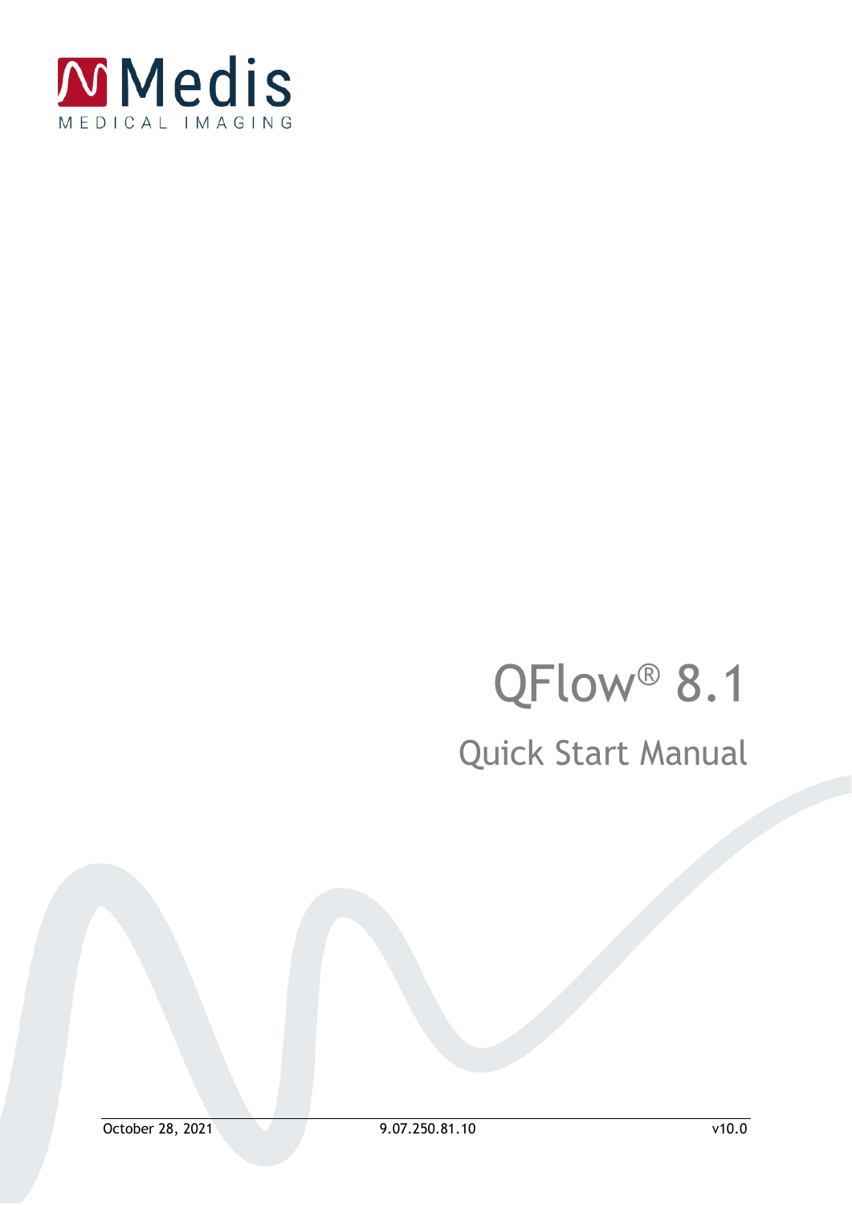Medis

MEDICAL IMAGING

# QFlow® 8.1

## Quick Start Manual

October 28, 2021 9.07.250.81.10 v10.0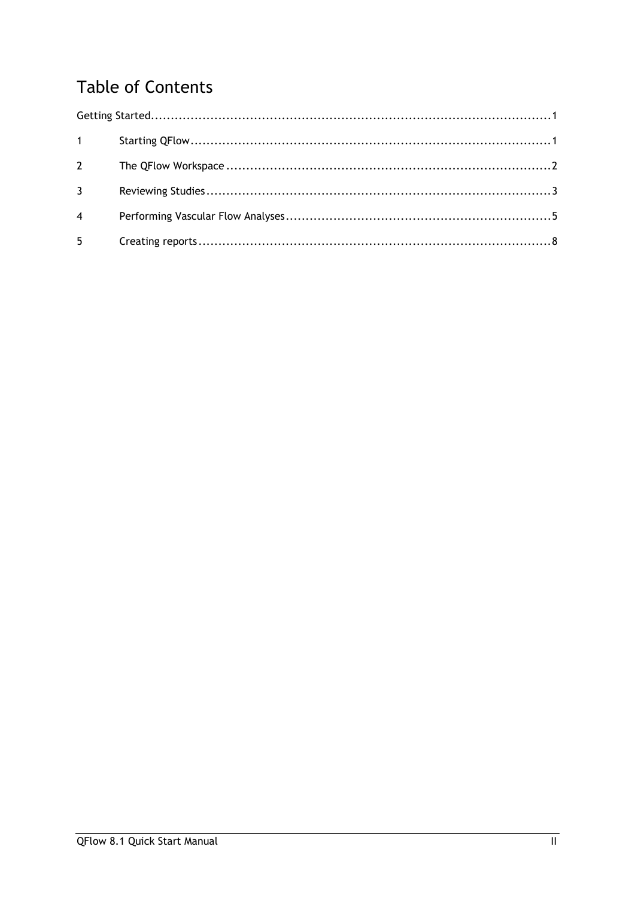# Table of Contents

Getting Started ........................................................................................................ 1

1 Starting QFlow ........................................................................................ 1

2 The QFlow Workspace ............................................................................... 2

3 Reviewing Studies ..................................................................................... 3

4 Performing Vascular Flow Analyses ............................................................... 5

5 Creating reports ........................................................................................ 8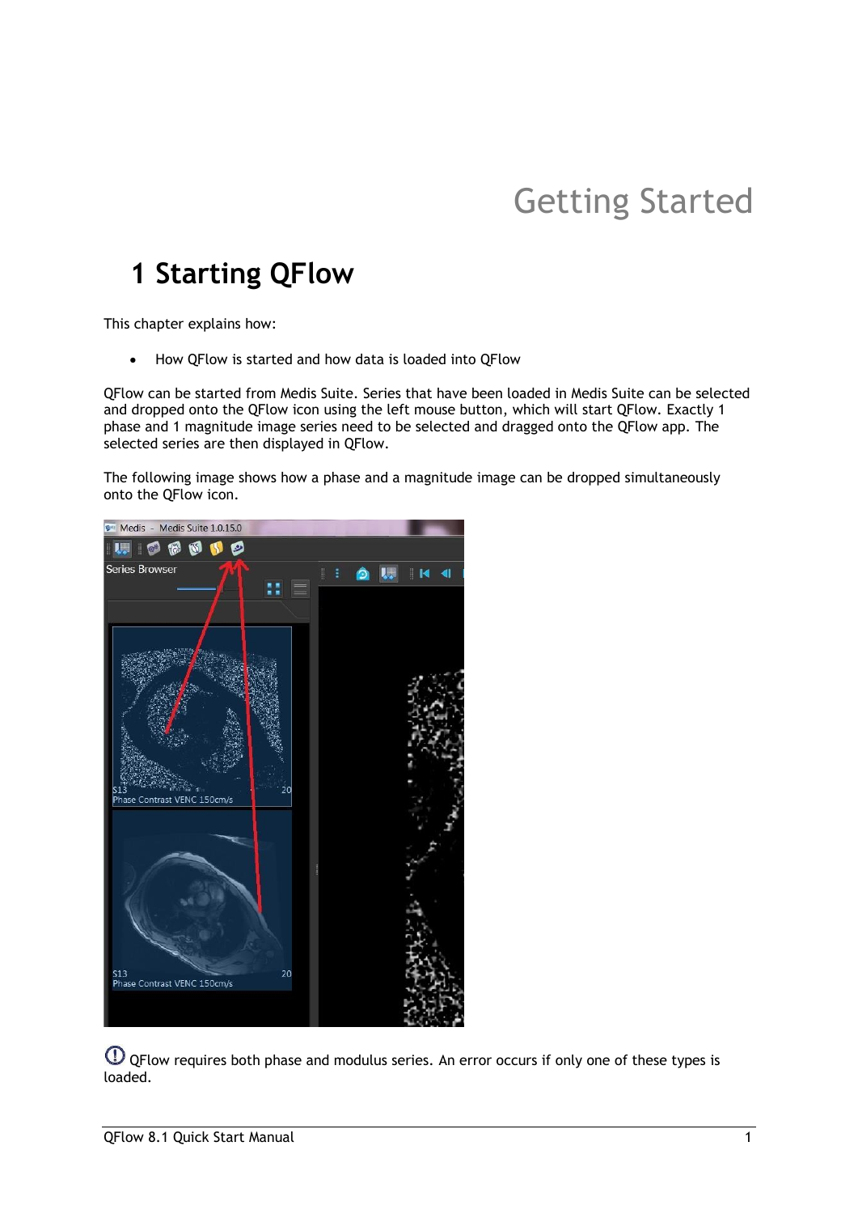# Getting Started

## 1 Starting QFlow

This chapter explains how:

- How QFlow is started and how data is loaded into QFlow

QFlow can be started from Medis Suite. Series that have been loaded in Medis Suite can be selected and dropped onto the QFlow icon using the left mouse button, which will start QFlow. Exactly 1 phase and 1 magnitude image series need to be selected and dragged onto the QFlow app. The selected series are then displayed in QFlow.

The following image shows how a phase and a magnitude image can be dropped simultaneously onto the QFlow icon.

QFlow requires both phase and modulus series. An error occurs if only one of these types is loaded.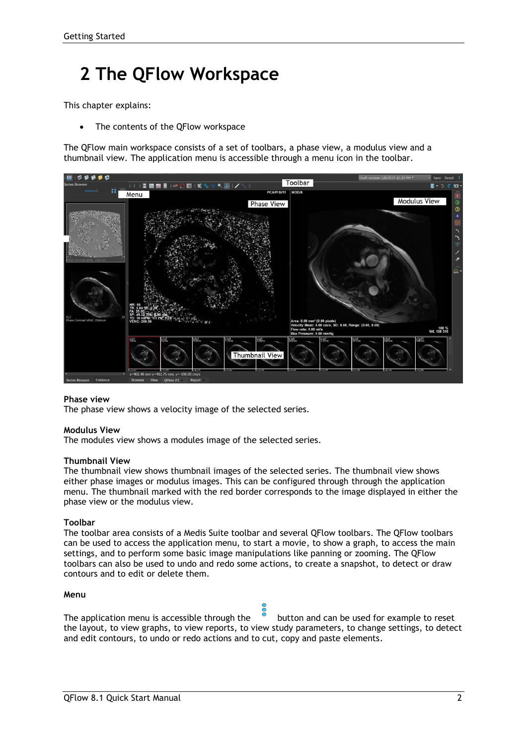# 2 The QFlow Workspace

This chapter explains:

- The contents of the QFlow workspace

The QFlow main workspace consists of a set of toolbars, a phase view, a modulus view and a thumbnail view. The application menu is accessible through a menu icon in the toolbar.

**Phase view**
The phase view shows a velocity image of the selected series.

**Modulus View**
The modules view shows a modules image of the selected series.

**Thumbnail View**
The thumbnail view shows thumbnail images of the selected series. The thumbnail view shows either phase images or modulus images. This can be configured through through the application menu. The thumbnail marked with the red border corresponds to the image displayed in either the phase view or the modulus view.

**Toolbar**
The toolbar area consists of a Medis Suite toolbar and several QFlow toolbars. The QFlow toolbars can be used to access the application menu, to start a movie, to show a graph, to access the main settings, and to perform some basic image manipulations like panning or zooming. The QFlow toolbars can also be used to undo and redo some actions, to create a snapshot, to detect or draw contours and to edit or delete them.

**Menu**

The application menu is accessible through the button and can be used for example to reset the layout, to view graphs, to view reports, to view study parameters, to change settings, to detect and edit contours, to undo or redo actions and to cut, copy and paste elements.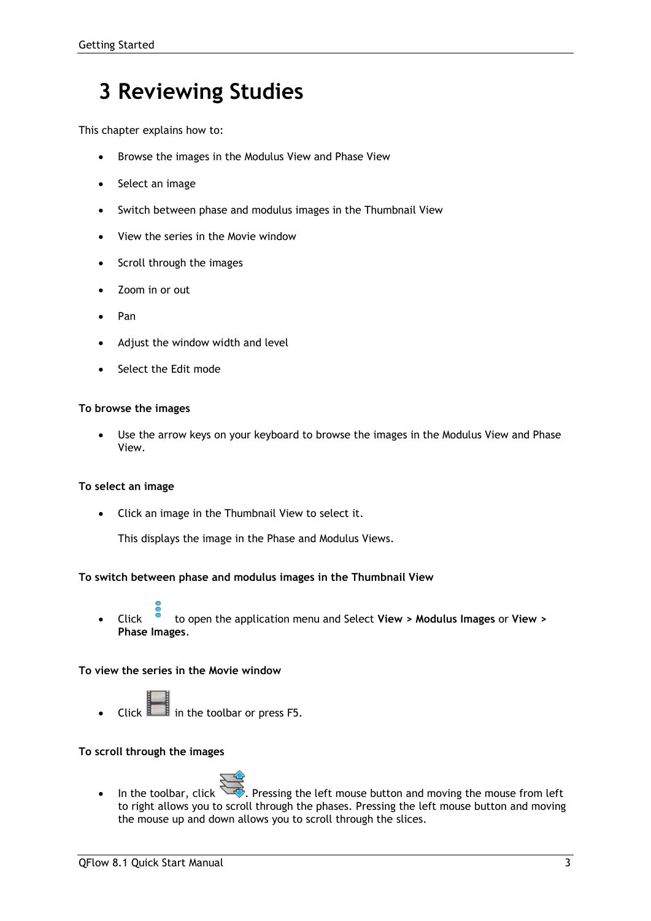# 3 Reviewing Studies

This chapter explains how to:

- Browse the images in the Modulus View and Phase View
- Select an image
- Switch between phase and modulus images in the Thumbnail View
- View the series in the Movie window
- Scroll through the images
- Zoom in or out
- Pan
- Adjust the window width and level
- Select the Edit mode

**To browse the images**

- Use the arrow keys on your keyboard to browse the images in the Modulus View and Phase View.

**To select an image**

- Click an image in the Thumbnail View to select it.

  This displays the image in the Phase and Modulus Views.

**To switch between phase and modulus images in the Thumbnail View**

- Click to open the application menu and Select **View > Modulus Images** or **View > Phase Images**.

**To view the series in the Movie window**

- Click in the toolbar or press F5.

**To scroll through the images**

- In the toolbar, click . Pressing the left mouse button and moving the mouse from left to right allows you to scroll through the phases. Pressing the left mouse button and moving the mouse up and down allows you to scroll through the slices.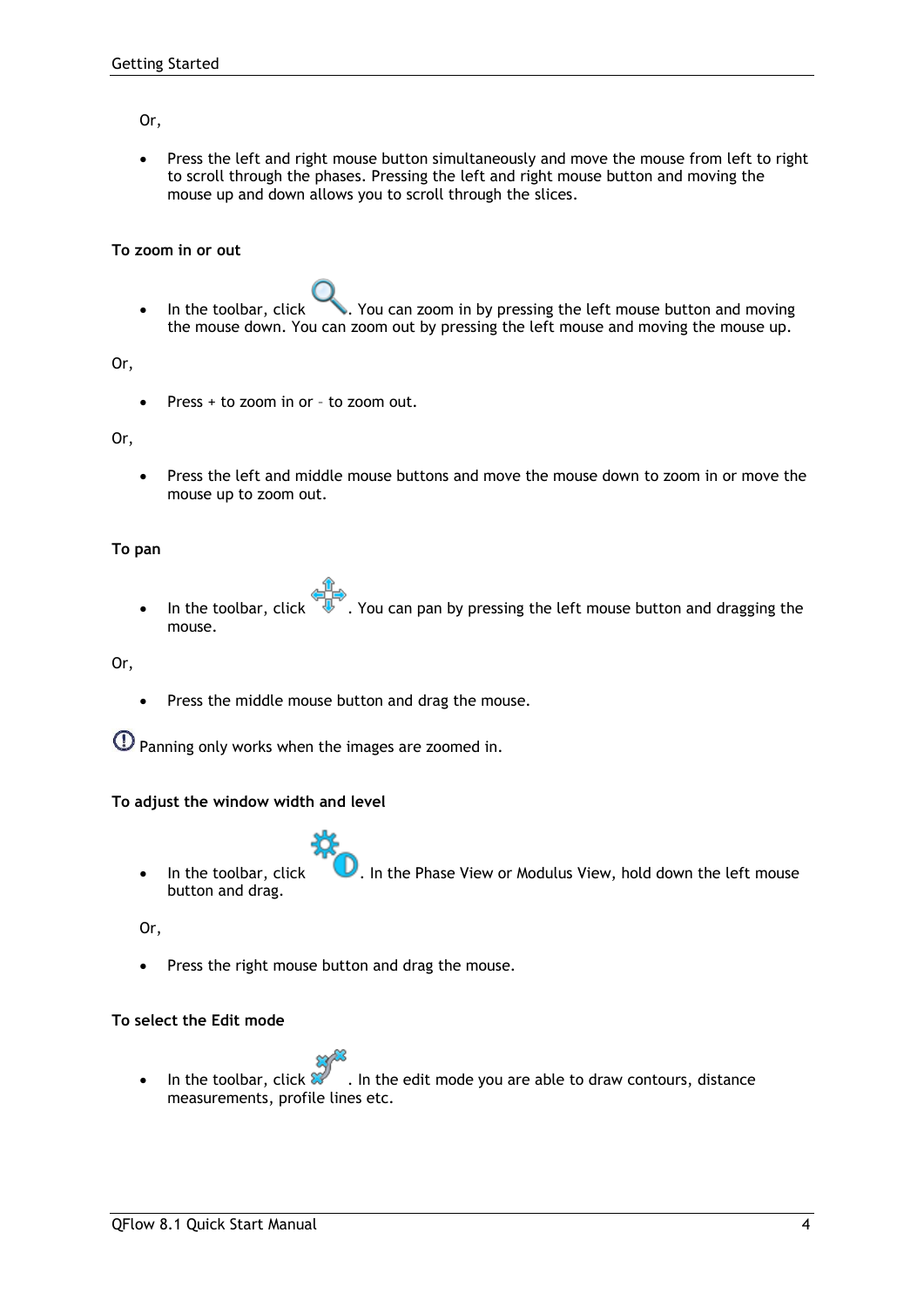Or,

- Press the left and right mouse button simultaneously and move the mouse from left to right to scroll through the phases. Pressing the left and right mouse button and moving the mouse up and down allows you to scroll through the slices.

**To zoom in or out**

- In the toolbar, click . You can zoom in by pressing the left mouse button and moving the mouse down. You can zoom out by pressing the left mouse and moving the mouse up.

Or,

- Press + to zoom in or – to zoom out.

Or,

- Press the left and middle mouse buttons and move the mouse down to zoom in or move the mouse up to zoom out.

**To pan**

- In the toolbar, click . You can pan by pressing the left mouse button and dragging the mouse.

Or,

- Press the middle mouse button and drag the mouse.

Panning only works when the images are zoomed in.

**To adjust the window width and level**

- In the toolbar, click . In the Phase View or Modulus View, hold down the left mouse button and drag.

Or,

- Press the right mouse button and drag the mouse.

**To select the Edit mode**

- In the toolbar, click . In the edit mode you are able to draw contours, distance measurements, profile lines etc.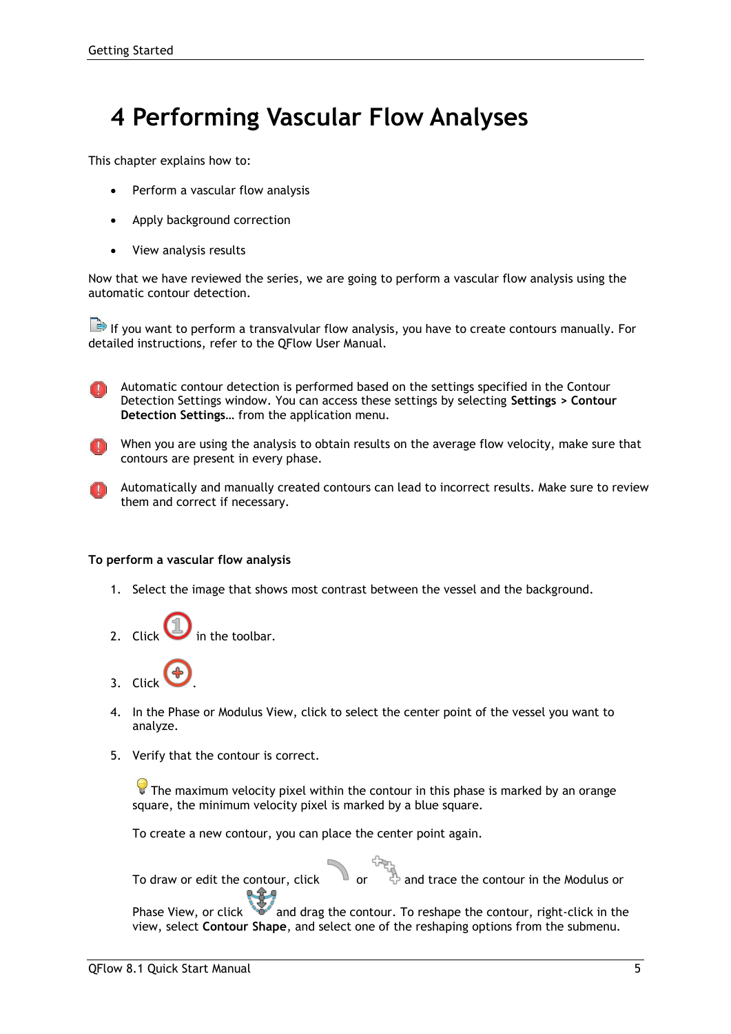# 4 Performing Vascular Flow Analyses

This chapter explains how to:

- Perform a vascular flow analysis
- Apply background correction
- View analysis results

Now that we have reviewed the series, we are going to perform a vascular flow analysis using the automatic contour detection.

If you want to perform a transvalvular flow analysis, you have to create contours manually. For detailed instructions, refer to the QFlow User Manual.

Automatic contour detection is performed based on the settings specified in the Contour Detection Settings window. You can access these settings by selecting **Settings > Contour Detection Settings…** from the application menu.

When you are using the analysis to obtain results on the average flow velocity, make sure that contours are present in every phase.

Automatically and manually created contours can lead to incorrect results. Make sure to review them and correct if necessary.

**To perform a vascular flow analysis**

1. Select the image that shows most contrast between the vessel and the background.
2. Click in the toolbar.
3. Click .
4. In the Phase or Modulus View, click to select the center point of the vessel you want to analyze.
5. Verify that the contour is correct.

   The maximum velocity pixel within the contour in this phase is marked by an orange square, the minimum velocity pixel is marked by a blue square.

   To create a new contour, you can place the center point again.

   To draw or edit the contour, click or and trace the contour in the Modulus or Phase View, or click and drag the contour. To reshape the contour, right-click in the view, select **Contour Shape**, and select one of the reshaping options from the submenu.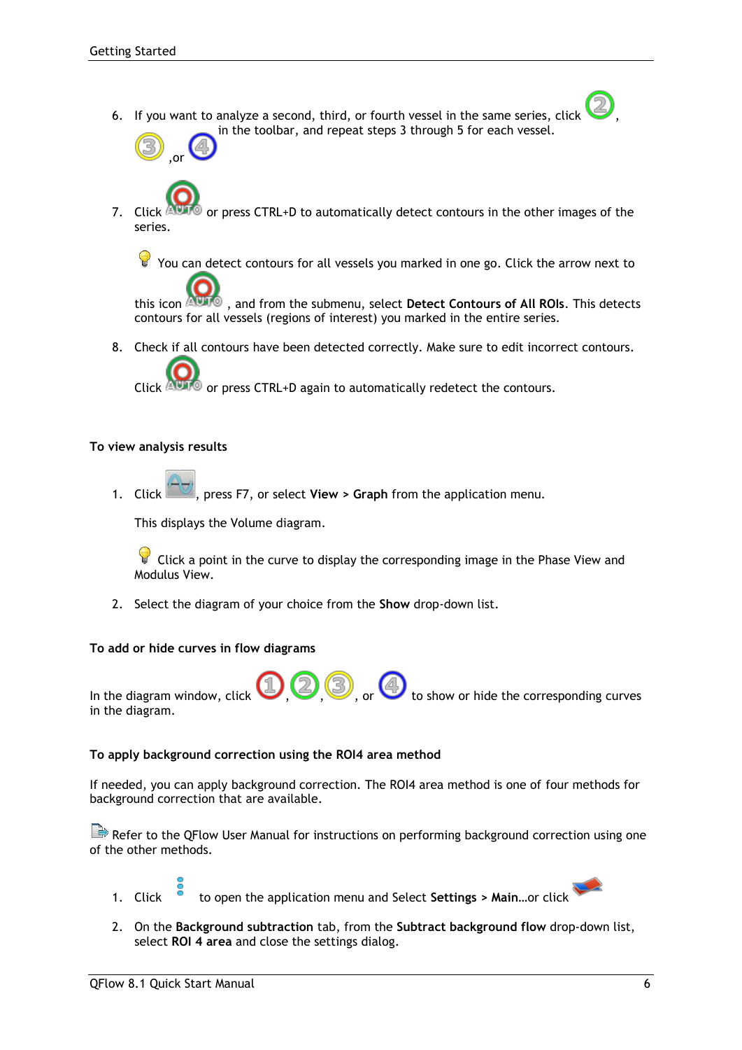6. If you want to analyze a second, third, or fourth vessel in the same series, click , , or in the toolbar, and repeat steps 3 through 5 for each vessel.

7. Click or press CTRL+D to automatically detect contours in the other images of the series.

   You can detect contours for all vessels you marked in one go. Click the arrow next to this icon , and from the submenu, select **Detect Contours of All ROIs**. This detects contours for all vessels (regions of interest) you marked in the entire series.

8. Check if all contours have been detected correctly. Make sure to edit incorrect contours.

   Click or press CTRL+D again to automatically redetect the contours.

**To view analysis results**

1. Click , press F7, or select **View** > **Graph** from the application menu.

   This displays the Volume diagram.

   Click a point in the curve to display the corresponding image in the Phase View and Modulus View.

2. Select the diagram of your choice from the **Show** drop-down list.

**To add or hide curves in flow diagrams**

In the diagram window, click , , , or to show or hide the corresponding curves in the diagram.

**To apply background correction using the ROI4 area method**

If needed, you can apply background correction. The ROI4 area method is one of four methods for background correction that are available.

Refer to the QFlow User Manual for instructions on performing background correction using one of the other methods.

1. Click to open the application menu and Select **Settings** > **Main**…or click

2. On the **Background subtraction** tab, from the **Subtract background flow** drop-down list, select **ROI 4 area** and close the settings dialog.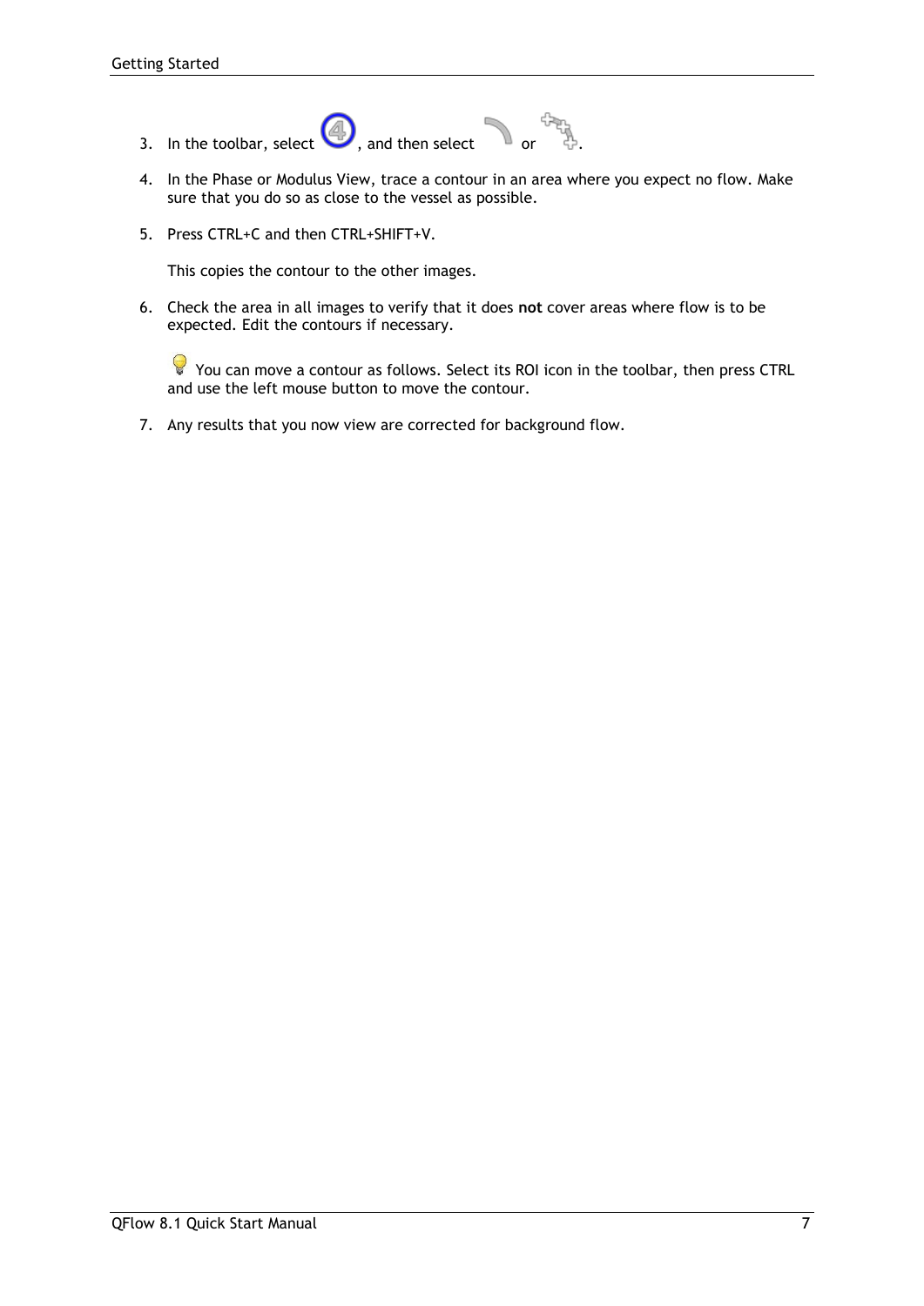3. In the toolbar, select , and then select  or .

4. In the Phase or Modulus View, trace a contour in an area where you expect no flow. Make sure that you do so as close to the vessel as possible.

5. Press CTRL+C and then CTRL+SHIFT+V.

   This copies the contour to the other images.

6. Check the area in all images to verify that it does **not** cover areas where flow is to be expected. Edit the contours if necessary.

   You can move a contour as follows. Select its ROI icon in the toolbar, then press CTRL and use the left mouse button to move the contour.

7. Any results that you now view are corrected for background flow.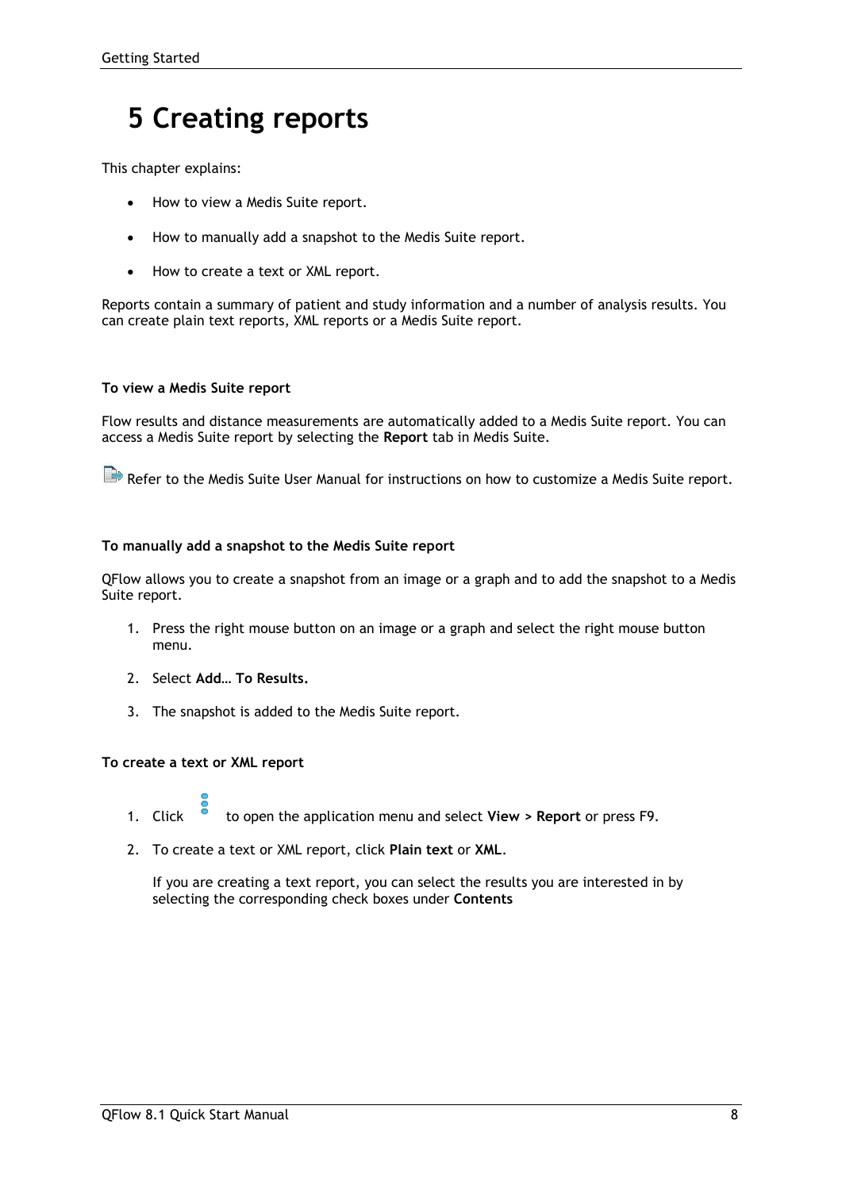# 5 Creating reports

This chapter explains:

- How to view a Medis Suite report.
- How to manually add a snapshot to the Medis Suite report.
- How to create a text or XML report.

Reports contain a summary of patient and study information and a number of analysis results. You can create plain text reports, XML reports or a Medis Suite report.

**To view a Medis Suite report**

Flow results and distance measurements are automatically added to a Medis Suite report. You can access a Medis Suite report by selecting the **Report** tab in Medis Suite.

Refer to the Medis Suite User Manual for instructions on how to customize a Medis Suite report.

**To manually add a snapshot to the Medis Suite report**

QFlow allows you to create a snapshot from an image or a graph and to add the snapshot to a Medis Suite report.

1. Press the right mouse button on an image or a graph and select the right mouse button menu.
2. Select **Add… To Results.**
3. The snapshot is added to the Medis Suite report.

**To create a text or XML report**

1. Click to open the application menu and select **View > Report** or press F9.
2. To create a text or XML report, click **Plain text** or **XML**.

   If you are creating a text report, you can select the results you are interested in by selecting the corresponding check boxes under **Contents**